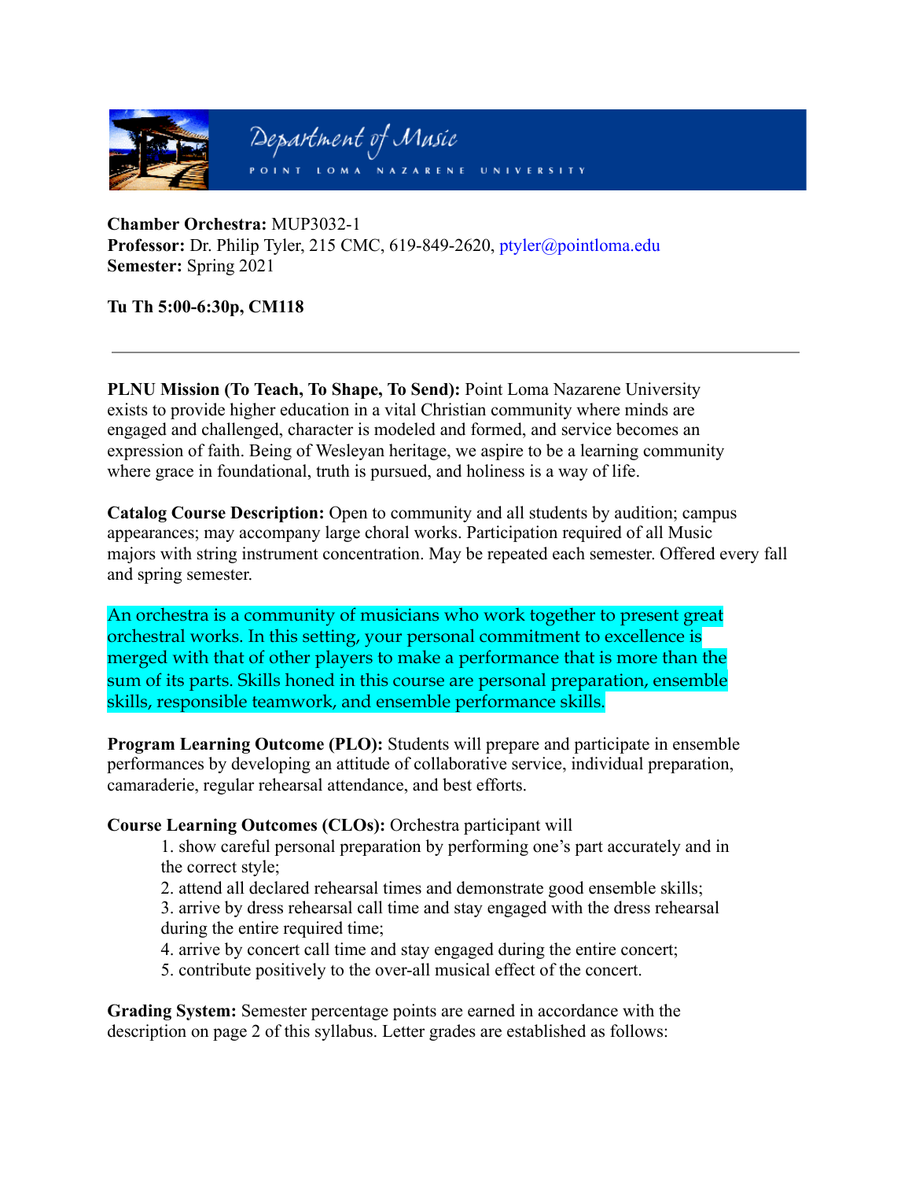Department of Music

POINT LOMA NAZARENE UNIVERSITY

**Chamber Orchestra:** MUP3032-1
**Professor:** Dr. Philip Tyler, 215 CMC, 619-849-2620, ptyler@pointloma.edu
**Semester:** Spring 2021

**Tu Th 5:00-6:30p, CM118**

---

**PLNU Mission (To Teach, To Shape, To Send):** Point Loma Nazarene University exists to provide higher education in a vital Christian community where minds are engaged and challenged, character is modeled and formed, and service becomes an expression of faith. Being of Wesleyan heritage, we aspire to be a learning community where grace in foundational, truth is pursued, and holiness is a way of life.

**Catalog Course Description:** Open to community and all students by audition; campus appearances; may accompany large choral works. Participation required of all Music majors with string instrument concentration. May be repeated each semester. Offered every fall and spring semester.

An orchestra is a community of musicians who work together to present great orchestral works. In this setting, your personal commitment to excellence is merged with that of other players to make a performance that is more than the sum of its parts. Skills honed in this course are personal preparation, ensemble skills, responsible teamwork, and ensemble performance skills.

**Program Learning Outcome (PLO):** Students will prepare and participate in ensemble performances by developing an attitude of collaborative service, individual preparation, camaraderie, regular rehearsal attendance, and best efforts.

**Course Learning Outcomes (CLOs):** Orchestra participant will

1. show careful personal preparation by performing one's part accurately and in the correct style;
2. attend all declared rehearsal times and demonstrate good ensemble skills;
3. arrive by dress rehearsal call time and stay engaged with the dress rehearsal during the entire required time;
4. arrive by concert call time and stay engaged during the entire concert;
5. contribute positively to the over-all musical effect of the concert.

**Grading System:** Semester percentage points are earned in accordance with the description on page 2 of this syllabus. Letter grades are established as follows: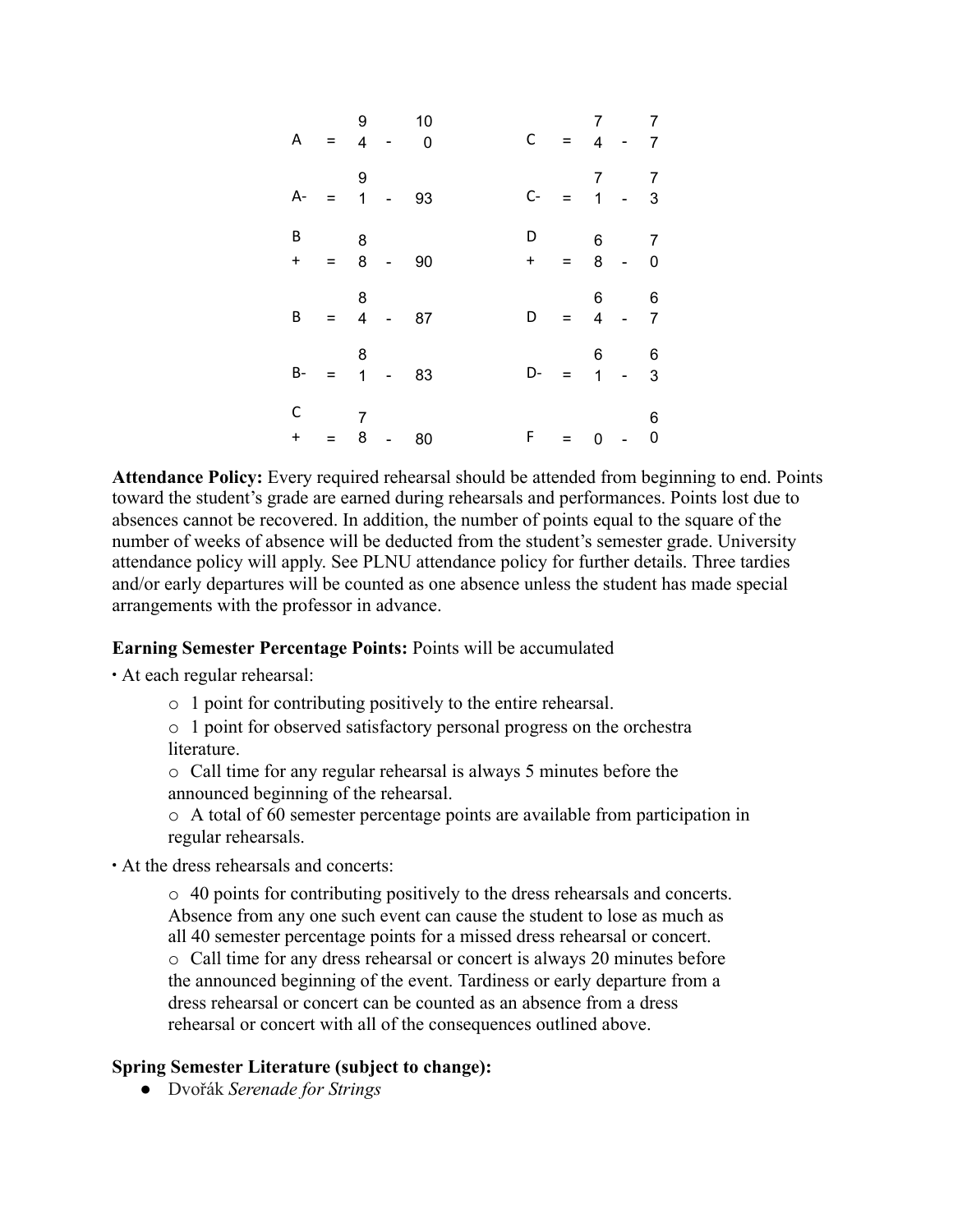| | | | | | | | | | |
|---|---|---|---|---|---|---|---|---|---|
| A | = | 94 | - | 100 | C | = | 74 | - | 77 |
| A- | = | 91 | - | 93 | C- | = | 71 | - | 73 |
| B+ | = | 88 | - | 90 | D+ | = | 68 | - | 70 |
| B | = | 84 | - | 87 | D | = | 64 | - | 67 |
| B- | = | 81 | - | 83 | D- | = | 61 | - | 63 |
| C+ | = | 78 | - | 80 | F | = | 0 | - | 60 |

**Attendance Policy:** Every required rehearsal should be attended from beginning to end. Points toward the student's grade are earned during rehearsals and performances. Points lost due to absences cannot be recovered. In addition, the number of points equal to the square of the number of weeks of absence will be deducted from the student's semester grade. University attendance policy will apply. See PLNU attendance policy for further details. Three tardies and/or early departures will be counted as one absence unless the student has made special arrangements with the professor in advance.

**Earning Semester Percentage Points:** Points will be accumulated

- At each regular rehearsal:
  - 1 point for contributing positively to the entire rehearsal.
  - 1 point for observed satisfactory personal progress on the orchestra literature.
  - Call time for any regular rehearsal is always 5 minutes before the announced beginning of the rehearsal.
  - A total of 60 semester percentage points are available from participation in regular rehearsals.
- At the dress rehearsals and concerts:
  - 40 points for contributing positively to the dress rehearsals and concerts. Absence from any one such event can cause the student to lose as much as all 40 semester percentage points for a missed dress rehearsal or concert.
  - Call time for any dress rehearsal or concert is always 20 minutes before the announced beginning of the event. Tardiness or early departure from a dress rehearsal or concert can be counted as an absence from a dress rehearsal or concert with all of the consequences outlined above.

**Spring Semester Literature (subject to change):**

- Dvořák *Serenade for Strings*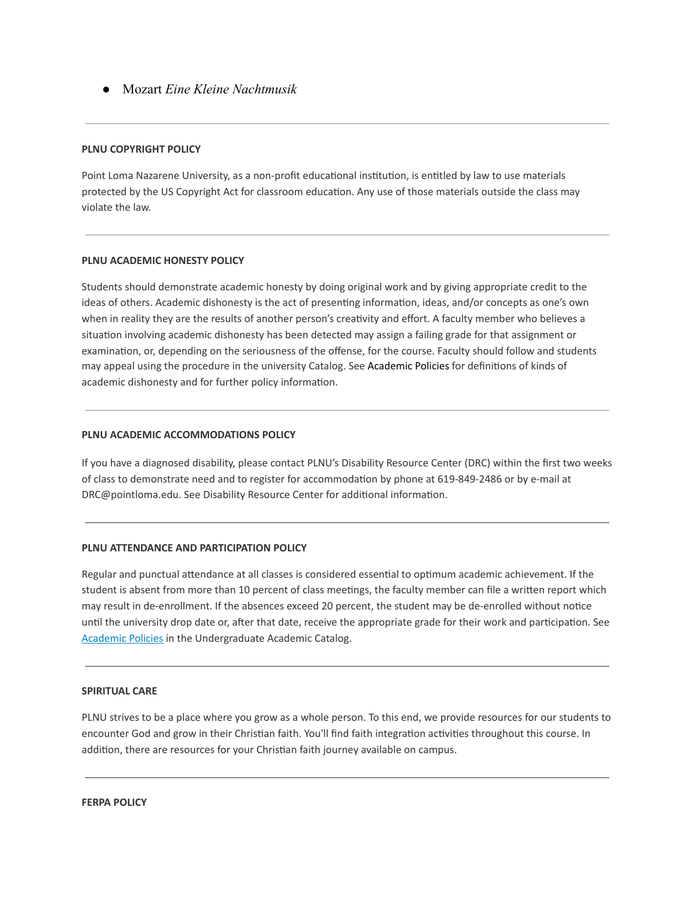- Mozart *Eine Kleine Nachtmusik*

---

**PLNU COPYRIGHT POLICY**

Point Loma Nazarene University, as a non-profit educational institution, is entitled by law to use materials protected by the US Copyright Act for classroom education. Any use of those materials outside the class may violate the law.

---

**PLNU ACADEMIC HONESTY POLICY**

Students should demonstrate academic honesty by doing original work and by giving appropriate credit to the ideas of others. Academic dishonesty is the act of presenting information, ideas, and/or concepts as one's own when in reality they are the results of another person's creativity and effort. A faculty member who believes a situation involving academic dishonesty has been detected may assign a failing grade for that assignment or examination, or, depending on the seriousness of the offense, for the course. Faculty should follow and students may appeal using the procedure in the university Catalog. See Academic Policies for definitions of kinds of academic dishonesty and for further policy information.

---

**PLNU ACADEMIC ACCOMMODATIONS POLICY**

If you have a diagnosed disability, please contact PLNU's Disability Resource Center (DRC) within the first two weeks of class to demonstrate need and to register for accommodation by phone at 619-849-2486 or by e-mail at DRC@pointloma.edu. See Disability Resource Center for additional information.

---

**PLNU ATTENDANCE AND PARTICIPATION POLICY**

Regular and punctual attendance at all classes is considered essential to optimum academic achievement. If the student is absent from more than 10 percent of class meetings, the faculty member can file a written report which may result in de-enrollment. If the absences exceed 20 percent, the student may be de-enrolled without notice until the university drop date or, after that date, receive the appropriate grade for their work and participation. See Academic Policies in the Undergraduate Academic Catalog.

---

**SPIRITUAL CARE**

PLNU strives to be a place where you grow as a whole person. To this end, we provide resources for our students to encounter God and grow in their Christian faith. You'll find faith integration activities throughout this course. In addition, there are resources for your Christian faith journey available on campus.

---

**FERPA POLICY**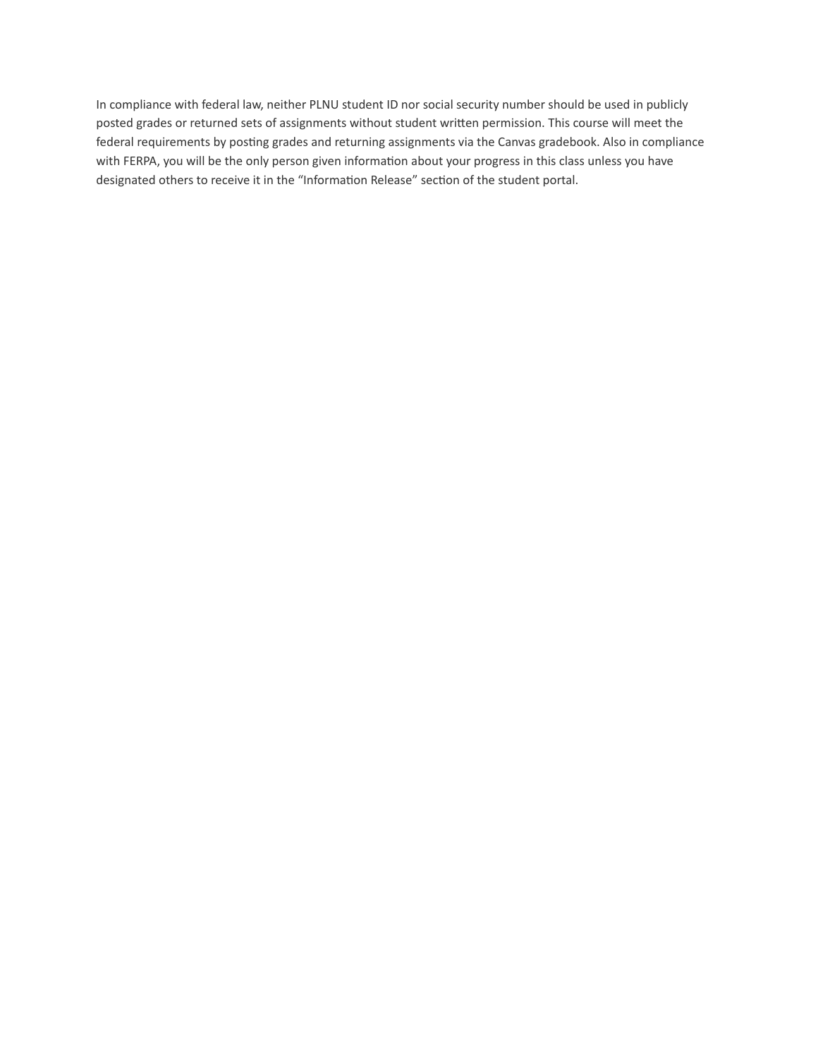In compliance with federal law, neither PLNU student ID nor social security number should be used in publicly posted grades or returned sets of assignments without student written permission. This course will meet the federal requirements by posting grades and returning assignments via the Canvas gradebook. Also in compliance with FERPA, you will be the only person given information about your progress in this class unless you have designated others to receive it in the "Information Release" section of the student portal.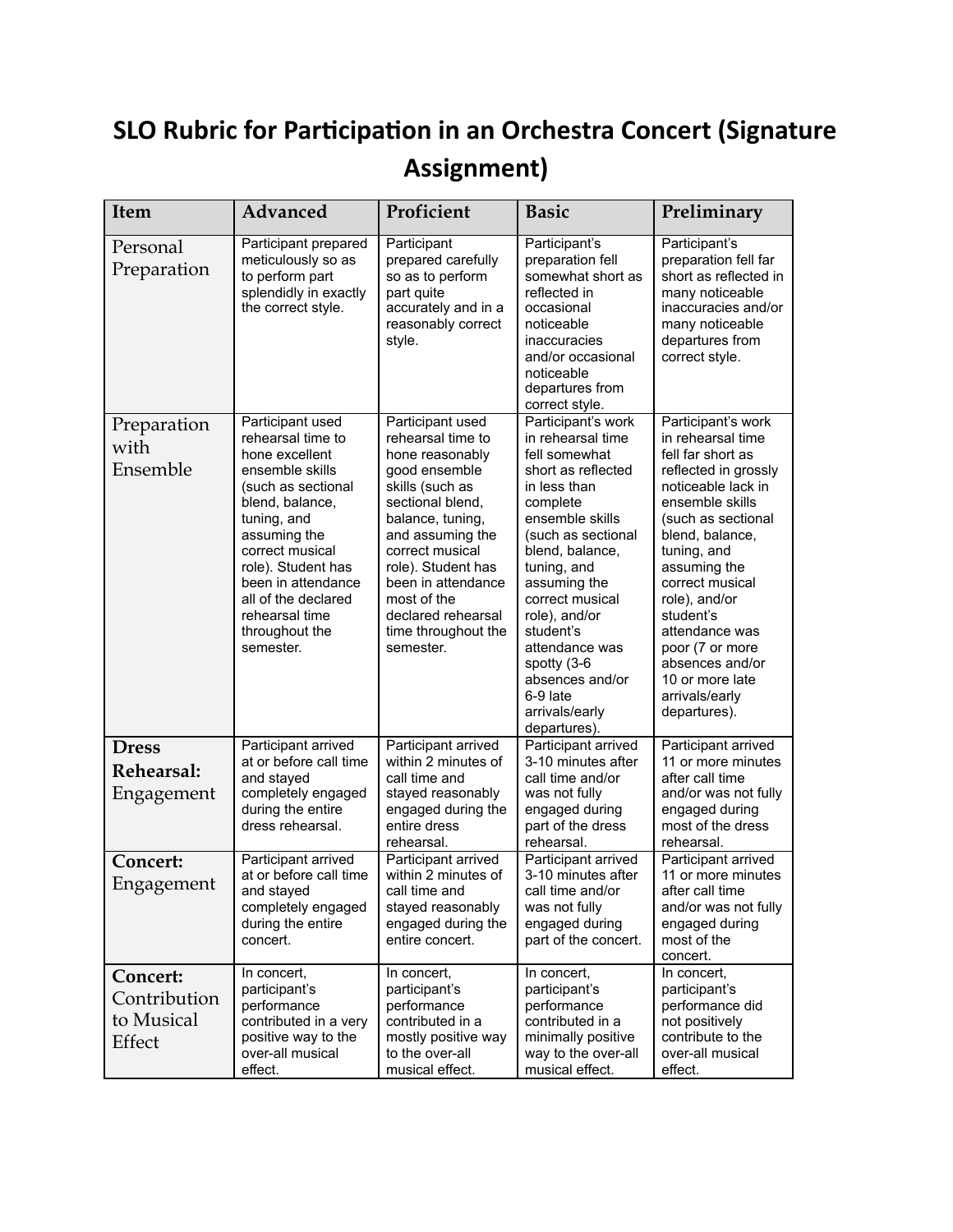# SLO Rubric for Participation in an Orchestra Concert (Signature Assignment)

| Item | Advanced | Proficient | Basic | Preliminary |
|---|---|---|---|---|
| Personal Preparation | Participant prepared meticulously so as to perform part splendidly in exactly the correct style. | Participant prepared carefully so as to perform part quite accurately and in a reasonably correct style. | Participant's preparation fell somewhat short as reflected in occasional noticeable inaccuracies and/or occasional noticeable departures from correct style. | Participant's preparation fell far short as reflected in many noticeable inaccuracies and/or many noticeable departures from correct style. |
| Preparation with Ensemble | Participant used rehearsal time to hone excellent ensemble skills (such as sectional blend, balance, tuning, and assuming the correct musical role). Student has been in attendance all of the declared rehearsal time throughout the semester. | Participant used rehearsal time to hone reasonably good ensemble skills (such as sectional blend, balance, tuning, and assuming the correct musical role). Student has been in attendance most of the declared rehearsal time throughout the semester. | Participant's work in rehearsal time fell somewhat short as reflected in less than complete ensemble skills (such as sectional blend, balance, tuning, and assuming the correct musical role), and/or student's attendance was spotty (3-6 absences and/or 6-9 late arrivals/early departures). | Participant's work in rehearsal time fell far short as reflected in grossly noticeable lack in ensemble skills (such as sectional blend, balance, tuning, and assuming the correct musical role), and/or student's attendance was poor (7 or more absences and/or 10 or more late arrivals/early departures). |
| **Dress Rehearsal:** Engagement | Participant arrived at or before call time and stayed completely engaged during the entire dress rehearsal. | Participant arrived within 2 minutes of call time and stayed reasonably engaged during the entire dress rehearsal. | Participant arrived 3-10 minutes after call time and/or was not fully engaged during part of the dress rehearsal. | Participant arrived 11 or more minutes after call time and/or was not fully engaged during most of the dress rehearsal. |
| **Concert:** Engagement | Participant arrived at or before call time and stayed completely engaged during the entire concert. | Participant arrived within 2 minutes of call time and stayed reasonably engaged during the entire concert. | Participant arrived 3-10 minutes after call time and/or was not fully engaged during part of the concert. | Participant arrived 11 or more minutes after call time and/or was not fully engaged during most of the concert. |
| **Concert:** Contribution to Musical Effect | In concert, participant's performance contributed in a very positive way to the over-all musical effect. | In concert, participant's performance contributed in a mostly positive way to the over-all musical effect. | In concert, participant's performance contributed in a minimally positive way to the over-all musical effect. | In concert, participant's performance did not positively contribute to the over-all musical effect. |